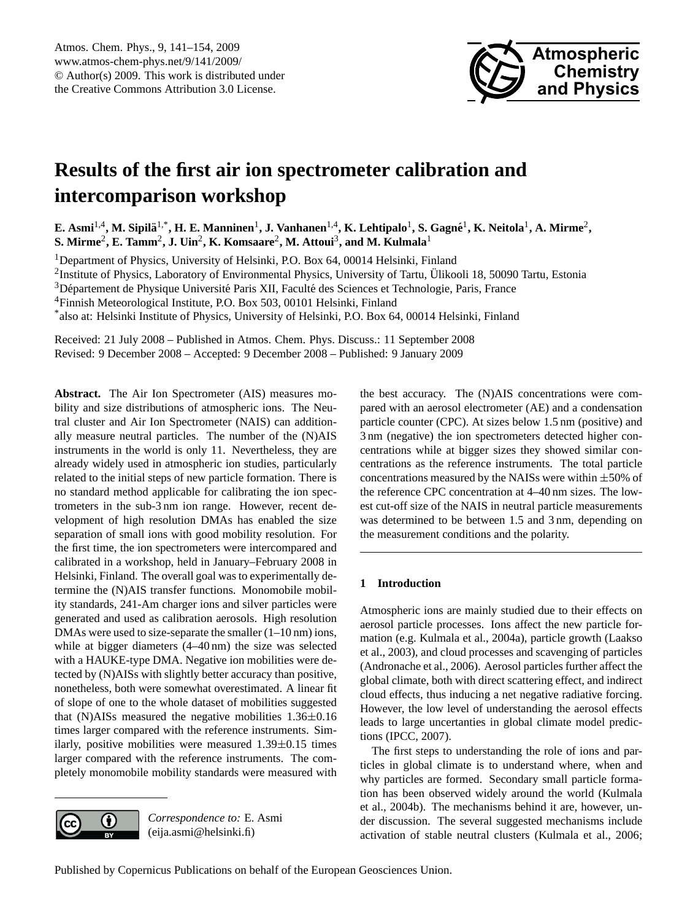# Results of the first air ion spectrometer calibration and intercomparison workshop

**E. Asmi[1,4], M. Sipilä[1,*], H. E. Manninen[1], J. Vanhanen[1,4], K. Lehtipalo[1], S. Gagné[1], K. Neitola[1], A. Mirme[2], S. Mirme[2], E. Tamm[2], J. Uin[2], K. Komsaare[2], M. Attoui[3], and M. Kulmala[1]**

[1]Department of Physics, University of Helsinki, P.O. Box 64, 00014 Helsinki, Finland

[2]Institute of Physics, Laboratory of Environmental Physics, University of Tartu, Ülikooli 18, 50090 Tartu, Estonia

[3]Département de Physique Université Paris XII, Faculté des Sciences et Technologie, Paris, France

[4]Finnish Meteorological Institute, P.O. Box 503, 00101 Helsinki, Finland

[*]also at: Helsinki Institute of Physics, University of Helsinki, P.O. Box 64, 00014 Helsinki, Finland

Received: 21 July 2008 – Published in Atmos. Chem. Phys. Discuss.: 11 September 2008
Revised: 9 December 2008 – Accepted: 9 December 2008 – Published: 9 January 2009

**Abstract.** The Air Ion Spectrometer (AIS) measures mobility and size distributions of atmospheric ions. The Neutral cluster and Air Ion Spectrometer (NAIS) can additionally measure neutral particles. The number of the (N)AIS instruments in the world is only 11. Nevertheless, they are already widely used in atmospheric ion studies, particularly related to the initial steps of new particle formation. There is no standard method applicable for calibrating the ion spectrometers in the sub-3 nm ion range. However, recent development of high resolution DMAs has enabled the size separation of small ions with good mobility resolution. For the first time, the ion spectrometers were intercompared and calibrated in a workshop, held in January–February 2008 in Helsinki, Finland. The overall goal was to experimentally determine the (N)AIS transfer functions. Monomobile mobility standards, 241-Am charger ions and silver particles were generated and used as calibration aerosols. High resolution DMAs were used to size-separate the smaller (1–10 nm) ions, while at bigger diameters (4–40 nm) the size was selected with a HAUKE-type DMA. Negative ion mobilities were detected by (N)AISs with slightly better accuracy than positive, nonetheless, both were somewhat overestimated. A linear fit of slope of one to the whole dataset of mobilities suggested that (N)AISs measured the negative mobilities 1.36±0.16 times larger compared with the reference instruments. Similarly, positive mobilities were measured 1.39±0.15 times larger compared with the reference instruments. The completely monomobile mobility standards were measured with the best accuracy. The (N)AIS concentrations were compared with an aerosol electrometer (AE) and a condensation particle counter (CPC). At sizes below 1.5 nm (positive) and 3 nm (negative) the ion spectrometers detected higher concentrations while at bigger sizes they showed similar concentrations as the reference instruments. The total particle concentrations measured by the NAISs were within ±50% of the reference CPC concentration at 4–40 nm sizes. The lowest cut-off size of the NAIS in neutral particle measurements was determined to be between 1.5 and 3 nm, depending on the measurement conditions and the polarity.

*Correspondence to:* E. Asmi (eija.asmi@helsinki.fi)

## 1 Introduction

Atmospheric ions are mainly studied due to their effects on aerosol particle processes. Ions affect the new particle formation (e.g. Kulmala et al., 2004a), particle growth (Laakso et al., 2003), and cloud processes and scavenging of particles (Andronache et al., 2006). Aerosol particles further affect the global climate, both with direct scattering effect, and indirect cloud effects, thus inducing a net negative radiative forcing. However, the low level of understanding the aerosol effects leads to large uncertainties in global climate model predictions (IPCC, 2007).

The first steps to understanding the role of ions and particles in global climate is to understand where, when and why particles are formed. Secondary small particle formation has been observed widely around the world (Kulmala et al., 2004b). The mechanisms behind it are, however, under discussion. The several suggested mechanisms include activation of stable neutral clusters (Kulmala et al., 2006;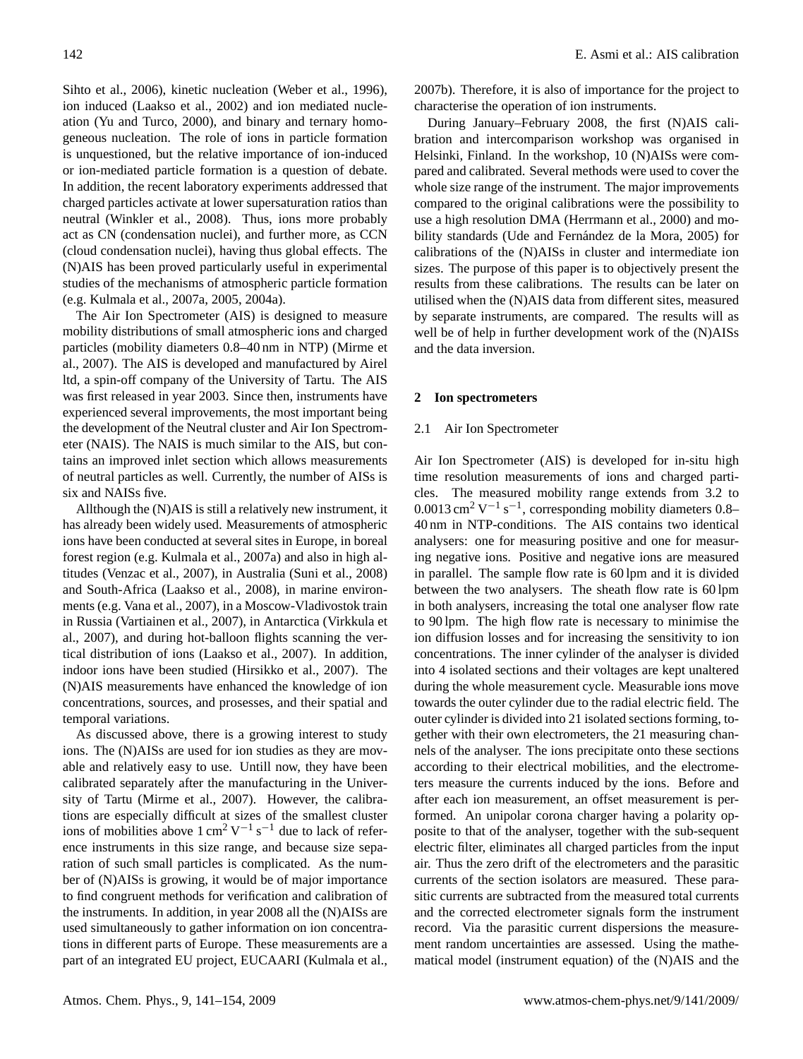Sihto et al., 2006), kinetic nucleation (Weber et al., 1996), ion induced (Laakso et al., 2002) and ion mediated nucleation (Yu and Turco, 2000), and binary and ternary homogeneous nucleation. The role of ions in particle formation is unquestioned, but the relative importance of ion-induced or ion-mediated particle formation is a question of debate. In addition, the recent laboratory experiments addressed that charged particles activate at lower supersaturation ratios than neutral (Winkler et al., 2008). Thus, ions more probably act as CN (condensation nuclei), and further more, as CCN (cloud condensation nuclei), having thus global effects. The (N)AIS has been proved particularly useful in experimental studies of the mechanisms of atmospheric particle formation (e.g. Kulmala et al., 2007a, 2005, 2004a).

The Air Ion Spectrometer (AIS) is designed to measure mobility distributions of small atmospheric ions and charged particles (mobility diameters 0.8–40 nm in NTP) (Mirme et al., 2007). The AIS is developed and manufactured by Airel ltd, a spin-off company of the University of Tartu. The AIS was first released in year 2003. Since then, instruments have experienced several improvements, the most important being the development of the Neutral cluster and Air Ion Spectrometer (NAIS). The NAIS is much similar to the AIS, but contains an improved inlet section which allows measurements of neutral particles as well. Currently, the number of AISs is six and NAISs five.

Allthough the (N)AIS is still a relatively new instrument, it has already been widely used. Measurements of atmospheric ions have been conducted at several sites in Europe, in boreal forest region (e.g. Kulmala et al., 2007a) and also in high altitudes (Venzac et al., 2007), in Australia (Suni et al., 2008) and South-Africa (Laakso et al., 2008), in marine environments (e.g. Vana et al., 2007), in a Moscow-Vladivostok train in Russia (Vartiainen et al., 2007), in Antarctica (Virkkula et al., 2007), and during hot-balloon flights scanning the vertical distribution of ions (Laakso et al., 2007). In addition, indoor ions have been studied (Hirsikko et al., 2007). The (N)AIS measurements have enhanced the knowledge of ion concentrations, sources, and prosesses, and their spatial and temporal variations.

As discussed above, there is a growing interest to study ions. The (N)AISs are used for ion studies as they are movable and relatively easy to use. Untill now, they have been calibrated separately after the manufacturing in the University of Tartu (Mirme et al., 2007). However, the calibrations are especially difficult at sizes of the smallest cluster ions of mobilities above 1 $\mathrm{cm^2\,V^{-1}\,s^{-1}}$ due to lack of reference instruments in this size range, and because size separation of such small particles is complicated. As the number of (N)AISs is growing, it would be of major importance to find congruent methods for verification and calibration of the instruments. In addition, in year 2008 all the (N)AISs are used simultaneously to gather information on ion concentrations in different parts of Europe. These measurements are a part of an integrated EU project, EUCAARI (Kulmala et al., 2007b). Therefore, it is also of importance for the project to characterise the operation of ion instruments.

During January–February 2008, the first (N)AIS calibration and intercomparison workshop was organised in Helsinki, Finland. In the workshop, 10 (N)AISs were compared and calibrated. Several methods were used to cover the whole size range of the instrument. The major improvements compared to the original calibrations were the possibility to use a high resolution DMA (Herrmann et al., 2000) and mobility standards (Ude and Fernández de la Mora, 2005) for calibrations of the (N)AISs in cluster and intermediate ion sizes. The purpose of this paper is to objectively present the results from these calibrations. The results can be later on utilised when the (N)AIS data from different sites, measured by separate instruments, are compared. The results will as well be of help in further development work of the (N)AISs and the data inversion.

## 2 Ion spectrometers

### 2.1 Air Ion Spectrometer

Air Ion Spectrometer (AIS) is developed for in-situ high time resolution measurements of ions and charged particles. The measured mobility range extends from 3.2 to 0.0013 $\mathrm{cm^2\,V^{-1}\,s^{-1}}$, corresponding mobility diameters 0.8–40 nm in NTP-conditions. The AIS contains two identical analysers: one for measuring positive and one for measuring negative ions. Positive and negative ions are measured in parallel. The sample flow rate is 60 lpm and it is divided between the two analysers. The sheath flow rate is 60 lpm in both analysers, increasing the total one analyser flow rate to 90 lpm. The high flow rate is necessary to minimise the ion diffusion losses and for increasing the sensitivity to ion concentrations. The inner cylinder of the analyser is divided into 4 isolated sections and their voltages are kept unaltered during the whole measurement cycle. Measurable ions move towards the outer cylinder due to the radial electric field. The outer cylinder is divided into 21 isolated sections forming, together with their own electrometers, the 21 measuring channels of the analyser. The ions precipitate onto these sections according to their electrical mobilities, and the electrometers measure the currents induced by the ions. Before and after each ion measurement, an offset measurement is performed. An unipolar corona charger having a polarity opposite to that of the analyser, together with the sub-sequent electric filter, eliminates all charged particles from the input air. Thus the zero drift of the electrometers and the parasitic currents of the section isolators are measured. These parasitic currents are subtracted from the measured total currents and the corrected electrometer signals form the instrument record. Via the parasitic current dispersions the measurement random uncertainties are assessed. Using the mathematical model (instrument equation) of the (N)AIS and the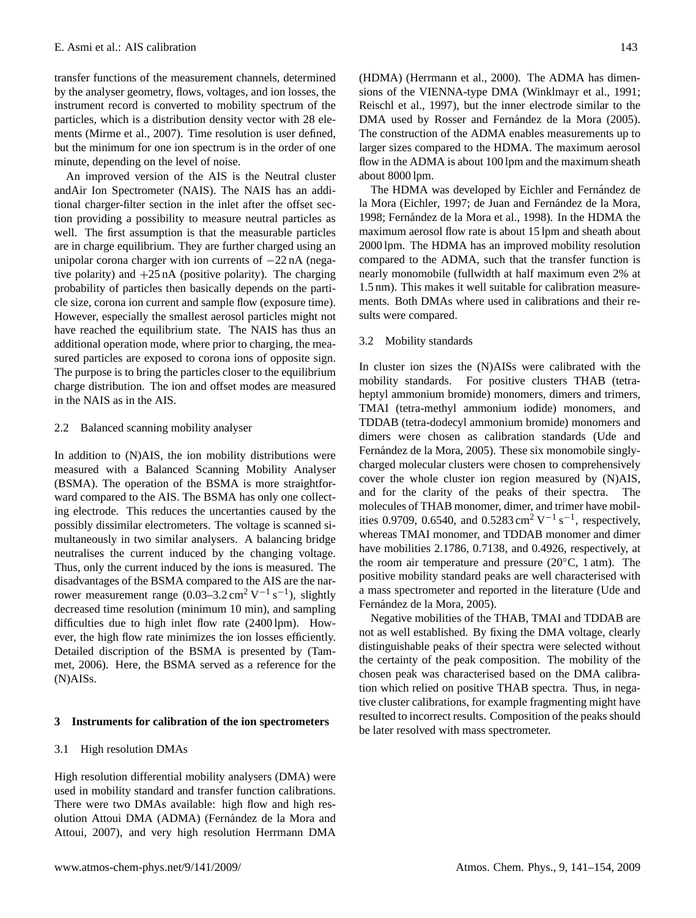transfer functions of the measurement channels, determined by the analyser geometry, flows, voltages, and ion losses, the instrument record is converted to mobility spectrum of the particles, which is a distribution density vector with 28 elements (Mirme et al., 2007). Time resolution is user defined, but the minimum for one ion spectrum is in the order of one minute, depending on the level of noise.

An improved version of the AIS is the Neutral cluster andAir Ion Spectrometer (NAIS). The NAIS has an additional charger-filter section in the inlet after the offset section providing a possibility to measure neutral particles as well. The first assumption is that the measurable particles are in charge equilibrium. They are further charged using an unipolar corona charger with ion currents of −22 nA (negative polarity) and +25 nA (positive polarity). The charging probability of particles then basically depends on the particle size, corona ion current and sample flow (exposure time). However, especially the smallest aerosol particles might not have reached the equilibrium state. The NAIS has thus an additional operation mode, where prior to charging, the measured particles are exposed to corona ions of opposite sign. The purpose is to bring the particles closer to the equilibrium charge distribution. The ion and offset modes are measured in the NAIS as in the AIS.

### 2.2 Balanced scanning mobility analyser

In addition to (N)AIS, the ion mobility distributions were measured with a Balanced Scanning Mobility Analyser (BSMA). The operation of the BSMA is more straightforward compared to the AIS. The BSMA has only one collecting electrode. This reduces the uncertainties caused by the possibly dissimilar electrometers. The voltage is scanned simultaneously in two similar analysers. A balancing bridge neutralises the current induced by the changing voltage. Thus, only the current induced by the ions is measured. The disadvantages of the BSMA compared to the AIS are the narrower measurement range (0.03–3.2 $\mathrm{cm^2\,V^{-1}\,s^{-1}}$), slightly decreased time resolution (minimum 10 min), and sampling difficulties due to high inlet flow rate (2400 lpm). However, the high flow rate minimizes the ion losses efficiently. Detailed discription of the BSMA is presented by (Tammet, 2006). Here, the BSMA served as a reference for the (N)AISs.

## 3 Instruments for calibration of the ion spectrometers

### 3.1 High resolution DMAs

High resolution differential mobility analysers (DMA) were used in mobility standard and transfer function calibrations. There were two DMAs available: high flow and high resolution Attoui DMA (ADMA) (Fernández de la Mora and Attoui, 2007), and very high resolution Herrmann DMA (HDMA) (Herrmann et al., 2000). The ADMA has dimensions of the VIENNA-type DMA (Winklmayr et al., 1991; Reischl et al., 1997), but the inner electrode similar to the DMA used by Rosser and Fernández de la Mora (2005). The construction of the ADMA enables measurements up to larger sizes compared to the HDMA. The maximum aerosol flow in the ADMA is about 100 lpm and the maximum sheath about 8000 lpm.

The HDMA was developed by Eichler and Fernández de la Mora (Eichler, 1997; de Juan and Fernández de la Mora, 1998; Fernández de la Mora et al., 1998). In the HDMA the maximum aerosol flow rate is about 15 lpm and sheath about 2000 lpm. The HDMA has an improved mobility resolution compared to the ADMA, such that the transfer function is nearly monomobile (fullwidth at half maximum even 2% at 1.5 nm). This makes it well suitable for calibration measurements. Both DMAs where used in calibrations and their results were compared.

### 3.2 Mobility standards

In cluster ion sizes the (N)AISs were calibrated with the mobility standards. For positive clusters THAB (tetraheptyl ammonium bromide) monomers, dimers and trimers, TMAI (tetra-methyl ammonium iodide) monomers, and TDDAB (tetra-dodecyl ammonium bromide) monomers and dimers were chosen as calibration standards (Ude and Fernández de la Mora, 2005). These six monomobile singly-charged molecular clusters were chosen to comprehensively cover the whole cluster ion region measured by (N)AIS, and for the clarity of the peaks of their spectra. The molecules of THAB monomer, dimer, and trimer have mobilities 0.9709, 0.6540, and 0.5283 $\mathrm{cm^2\,V^{-1}\,s^{-1}}$, respectively, whereas TMAI monomer, and TDDAB monomer and dimer have mobilities 2.1786, 0.7138, and 0.4926, respectively, at the room air temperature and pressure (20°C, 1 atm). The positive mobility standard peaks are well characterised with a mass spectrometer and reported in the literature (Ude and Fernández de la Mora, 2005).

Negative mobilities of the THAB, TMAI and TDDAB are not as well established. By fixing the DMA voltage, clearly distinguishable peaks of their spectra were selected without the certainty of the peak composition. The mobility of the chosen peak was characterised based on the DMA calibration which relied on positive THAB spectra. Thus, in negative cluster calibrations, for example fragmenting might have resulted to incorrect results. Composition of the peaks should be later resolved with mass spectrometer.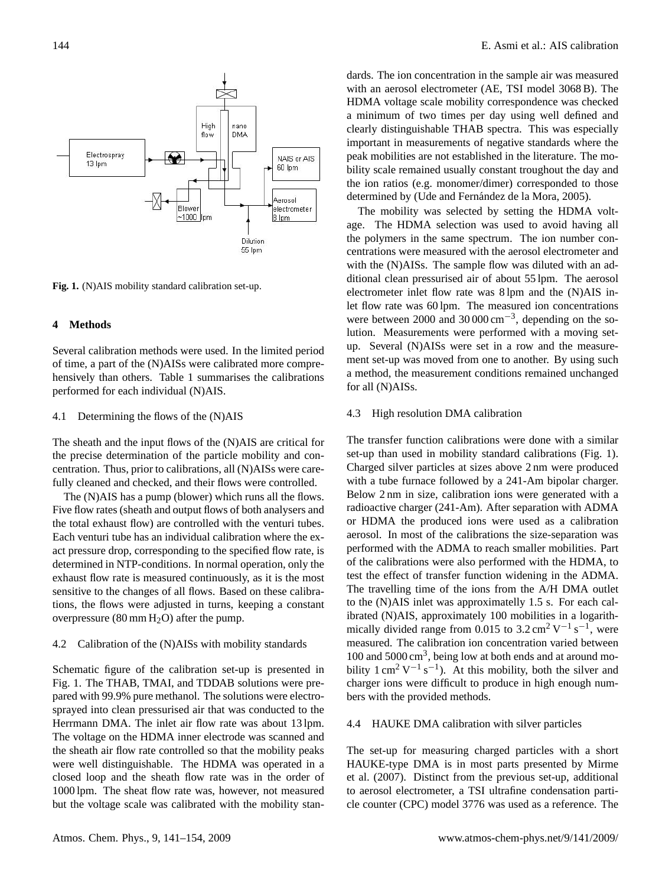Fig. 1. (N)AIS mobility standard calibration set-up.

## 4 Methods

Several calibration methods were used. In the limited period of time, a part of the (N)AISs were calibrated more comprehensively than others. Table 1 summarises the calibrations performed for each individual (N)AIS.

### 4.1 Determining the flows of the (N)AIS

The sheath and the input flows of the (N)AIS are critical for the precise determination of the particle mobility and concentration. Thus, prior to calibrations, all (N)AISs were carefully cleaned and checked, and their flows were controlled.

The (N)AIS has a pump (blower) which runs all the flows. Five flow rates (sheath and output flows of both analysers and the total exhaust flow) are controlled with the venturi tubes. Each venturi tube has an individual calibration where the exact pressure drop, corresponding to the specified flow rate, is determined in NTP-conditions. In normal operation, only the exhaust flow rate is measured continuously, as it is the most sensitive to the changes of all flows. Based on these calibrations, the flows were adjusted in turns, keeping a constant overpressure (80 mm $H_2O$) after the pump.

### 4.2 Calibration of the (N)AISs with mobility standards

Schematic figure of the calibration set-up is presented in Fig. 1. The THAB, TMAI, and TDDAB solutions were prepared with 99.9% pure methanol. The solutions were electrosprayed into clean pressurised air that was conducted to the Herrmann DMA. The inlet air flow rate was about 13 lpm. The voltage on the HDMA inner electrode was scanned and the sheath air flow rate controlled so that the mobility peaks were well distinguishable. The HDMA was operated in a closed loop and the sheath flow rate was in the order of 1000 lpm. The sheat flow rate was, however, not measured but the voltage scale was calibrated with the mobility standards. The ion concentration in the sample air was measured with an aerosol electrometer (AE, TSI model 3068 B). The HDMA voltage scale mobility correspondence was checked a minimum of two times per day using well defined and clearly distinguishable THAB spectra. This was especially important in measurements of negative standards where the peak mobilities are not established in the literature. The mobility scale remained usually constant troughout the day and the ion ratios (e.g. monomer/dimer) corresponded to those determined by (Ude and Fernández de la Mora, 2005).

The mobility was selected by setting the HDMA voltage. The HDMA selection was used to avoid having all the polymers in the same spectrum. The ion number concentrations were measured with the aerosol electrometer and with the (N)AISs. The sample flow was diluted with an additional clean pressurised air of about 55 lpm. The aerosol electrometer inlet flow rate was 8 lpm and the (N)AIS inlet flow rate was 60 lpm. The measured ion concentrations were between 2000 and 30 000 $\text{cm}^{-3}$, depending on the solution. Measurements were performed with a moving set-up. Several (N)AISs were set in a row and the measurement set-up was moved from one to another. By using such a method, the measurement conditions remained unchanged for all (N)AISs.

### 4.3 High resolution DMA calibration

The transfer function calibrations were done with a similar set-up than used in mobility standard calibrations (Fig. 1). Charged silver particles at sizes above 2 nm were produced with a tube furnace followed by a 241-Am bipolar charger. Below 2 nm in size, calibration ions were generated with a radioactive charger (241-Am). After separation with ADMA or HDMA the produced ions were used as a calibration aerosol. In most of the calibrations the size-separation was performed with the ADMA to reach smaller mobilities. Part of the calibrations were also performed with the HDMA, to test the effect of transfer function widening in the ADMA. The travelling time of the ions from the A/H DMA outlet to the (N)AIS inlet was approximatelly 1.5 s. For each calibrated (N)AIS, approximately 100 mobilities in a logarithmically divided range from 0.015 to 3.2 $\text{cm}^2\,\text{V}^{-1}\,\text{s}^{-1}$, were measured. The calibration ion concentration varied between 100 and 5000 $\text{cm}^3$, being low at both ends and at around mobility 1 $\text{cm}^2\,\text{V}^{-1}\,\text{s}^{-1}$). At this mobility, both the silver and charger ions were difficult to produce in high enough numbers with the provided methods.

### 4.4 HAUKE DMA calibration with silver particles

The set-up for measuring charged particles with a short HAUKE-type DMA is in most parts presented by Mirme et al. (2007). Distinct from the previous set-up, additional to aerosol electrometer, a TSI ultrafine condensation particle counter (CPC) model 3776 was used as a reference. The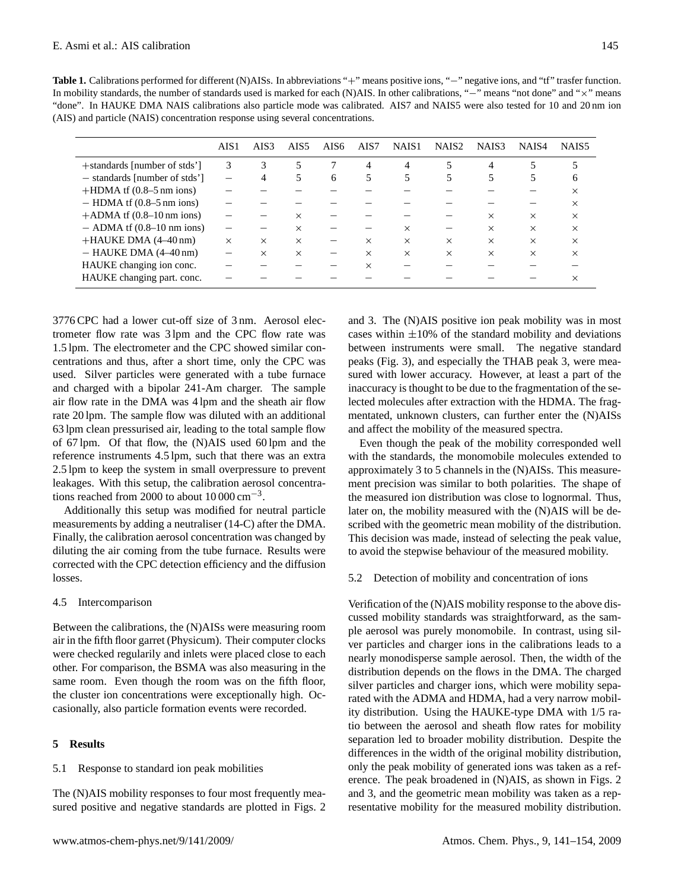**Table 1.** Calibrations performed for different (N)AISs. In abbreviations "+" means positive ions, "−" negative ions, and "tf" trasfer function. In mobility standards, the number of standards used is marked for each (N)AIS. In other calibrations, "−" means "not done" and "×" means "done". In HAUKE DMA NAIS calibrations also particle mode was calibrated. AIS7 and NAIS5 were also tested for 10 and 20 nm ion (AIS) and particle (NAIS) concentration response using several concentrations.

| | AIS1 | AIS3 | AIS5 | AIS6 | AIS7 | NAIS1 | NAIS2 | NAIS3 | NAIS4 | NAIS5 |
|---|---|---|---|---|---|---|---|---|---|---|
| +standards [number of stds'] | 3 | 3 | 5 | 7 | 4 | 4 | 5 | 4 | 5 | 5 |
| − standards [number of stds'] | − | 4 | 5 | 6 | 5 | 5 | 5 | 5 | 5 | 6 |
| +HDMA tf (0.8–5 nm ions) | − | − | − | − | − | − | − | − | − | × |
| − HDMA tf (0.8–5 nm ions) | − | − | − | − | − | − | − | − | − | × |
| +ADMA tf (0.8–10 nm ions) | − | − | × | − | − | − | − | × | × | × |
| − ADMA tf (0.8–10 nm ions) | − | − | × | − | − | × | − | × | × | × |
| +HAUKE DMA (4–40 nm) | × | × | × | − | × | × | × | × | × | × |
| − HAUKE DMA (4–40 nm) | − | × | × | − | × | × | × | × | × | × |
| HAUKE changing ion conc. | − | − | − | − | × | − | − | − | − | − |
| HAUKE changing part. conc. | − | − | − | − | − | − | − | − | − | × |

3776 CPC had a lower cut-off size of 3 nm. Aerosol electrometer flow rate was 3 lpm and the CPC flow rate was 1.5 lpm. The electrometer and the CPC showed similar concentrations and thus, after a short time, only the CPC was used. Silver particles were generated with a tube furnace and charged with a bipolar 241-Am charger. The sample air flow rate in the DMA was 4 lpm and the sheath air flow rate 20 lpm. The sample flow was diluted with an additional 63 lpm clean pressurised air, leading to the total sample flow of 67 lpm. Of that flow, the (N)AIS used 60 lpm and the reference instruments 4.5 lpm, such that there was an extra 2.5 lpm to keep the system in small overpressure to prevent leakages. With this setup, the calibration aerosol concentrations reached from 2000 to about 10 000 $cm^{-3}$.

Additionally this setup was modified for neutral particle measurements by adding a neutraliser (14-C) after the DMA. Finally, the calibration aerosol concentration was changed by diluting the air coming from the tube furnace. Results were corrected with the CPC detection efficiency and the diffusion losses.

### 4.5 Intercomparison

Between the calibrations, the (N)AISs were measuring room air in the fifth floor garret (Physicum). Their computer clocks were checked regularly and inlets were placed close to each other. For comparison, the BSMA was also measuring in the same room. Even though the room was on the fifth floor, the cluster ion concentrations were exceptionally high. Occasionally, also particle formation events were recorded.

## 5 Results

### 5.1 Response to standard ion peak mobilities

The (N)AIS mobility responses to four most frequently measured positive and negative standards are plotted in Figs. 2 and 3. The (N)AIS positive ion peak mobility was in most cases within ±10% of the standard mobility and deviations between instruments were small. The negative standard peaks (Fig. 3), and especially the THAB peak 3, were measured with lower accuracy. However, at least a part of the inaccuracy is thought to be due to the fragmentation of the selected molecules after extraction with the HDMA. The fragmentated, unknown clusters, can further enter the (N)AISs and affect the mobility of the measured spectra.

Even though the peak of the mobility corresponded well with the standards, the monomobile molecules extended to approximately 3 to 5 channels in the (N)AISs. This measurement precision was similar to both polarities. The shape of the measured ion distribution was close to lognormal. Thus, later on, the mobility measured with the (N)AIS will be described with the geometric mean mobility of the distribution. This decision was made, instead of selecting the peak value, to avoid the stepwise behaviour of the measured mobility.

### 5.2 Detection of mobility and concentration of ions

Verification of the (N)AIS mobility response to the above discussed mobility standards was straightforward, as the sample aerosol was purely monomobile. In contrast, using silver particles and charger ions in the calibrations leads to a nearly monodisperse sample aerosol. Then, the width of the distribution depends on the flows in the DMA. The charged silver particles and charger ions, which were mobility separated with the ADMA and HDMA, had a very narrow mobility distribution. Using the HAUKE-type DMA with 1/5 ratio between the aerosol and sheath flow rates for mobility separation led to broader mobility distribution. Despite the differences in the width of the original mobility distribution, only the peak mobility of generated ions was taken as a reference. The peak broadened in (N)AIS, as shown in Figs. 2 and 3, and the geometric mean mobility was taken as a representative mobility for the measured mobility distribution.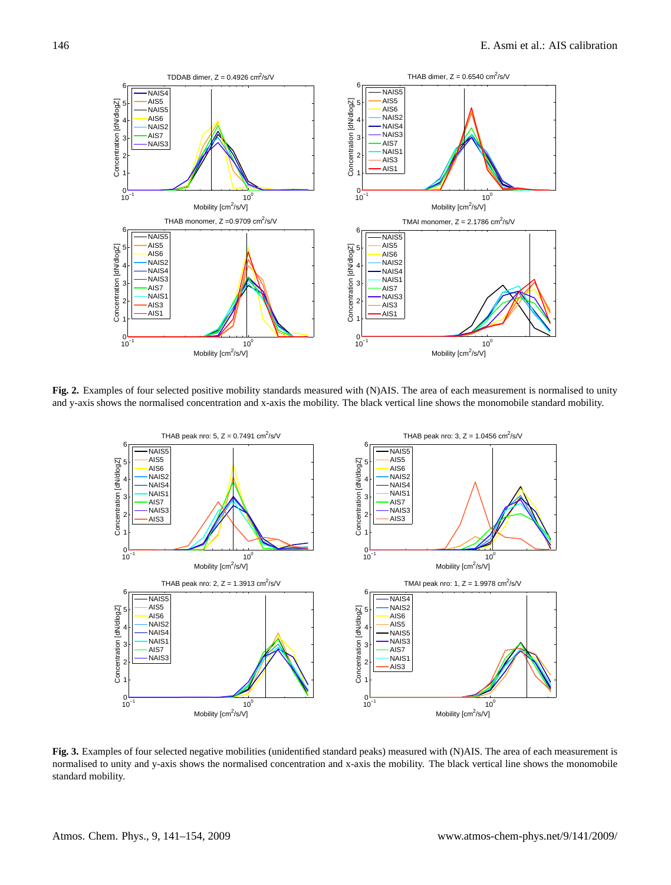**Fig. 2.** Examples of four selected positive mobility standards measured with (N)AIS. The area of each measurement is normalised to unity and y-axis shows the normalised concentration and x-axis the mobility. The black vertical line shows the monomobile standard mobility.

**Fig. 3.** Examples of four selected negative mobilities (unidentified standard peaks) measured with (N)AIS. The area of each measurement is normalised to unity and y-axis shows the normalised concentration and x-axis the mobility. The black vertical line shows the monomobile standard mobility.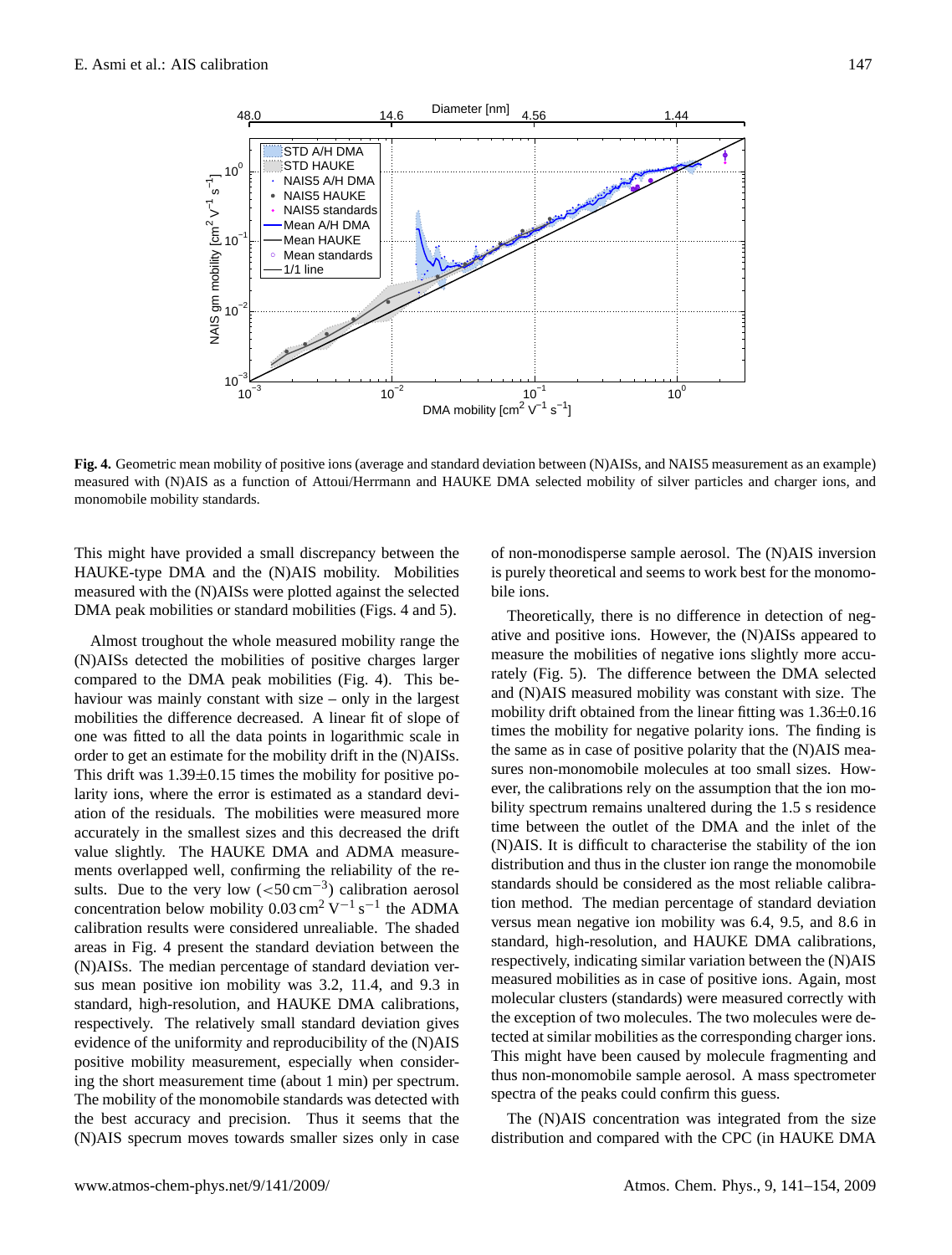**Fig. 4.** Geometric mean mobility of positive ions (average and standard deviation between (N)AISs, and NAIS5 measurement as an example) measured with (N)AIS as a function of Attoui/Herrmann and HAUKE DMA selected mobility of silver particles and charger ions, and monomobile mobility standards.

This might have provided a small discrepancy between the HAUKE-type DMA and the (N)AIS mobility. Mobilities measured with the (N)AISs were plotted against the selected DMA peak mobilities or standard mobilities (Figs. 4 and 5).

Almost troughout the whole measured mobility range the (N)AISs detected the mobilities of positive charges larger compared to the DMA peak mobilities (Fig. 4). This behaviour was mainly constant with size – only in the largest mobilities the difference decreased. A linear fit of slope of one was fitted to all the data points in logarithmic scale in order to get an estimate for the mobility drift in the (N)AISs. This drift was $1.39\pm0.15$ times the mobility for positive polarity ions, where the error is estimated as a standard deviation of the residuals. The mobilities were measured more accurately in the smallest sizes and this decreased the drift value slightly. The HAUKE DMA and ADMA measurements overlapped well, confirming the reliability of the results. Due to the very low ($<50\,\mathrm{cm}^{-3}$) calibration aerosol concentration below mobility $0.03\,\mathrm{cm}^2\,\mathrm{V}^{-1}\,\mathrm{s}^{-1}$ the ADMA calibration results were considered unrealiable. The shaded areas in Fig. 4 present the standard deviation between the (N)AISs. The median percentage of standard deviation versus mean positive ion mobility was 3.2, 11.4, and 9.3 in standard, high-resolution, and HAUKE DMA calibrations, respectively. The relatively small standard deviation gives evidence of the uniformity and reproducibility of the (N)AIS positive mobility measurement, especially when considering the short measurement time (about 1 min) per spectrum. The mobility of the monomobile standards was detected with the best accuracy and precision. Thus it seems that the (N)AIS specrum moves towards smaller sizes only in case of non-monodisperse sample aerosol. The (N)AIS inversion is purely theoretical and seems to work best for the monomobile ions.

Theoretically, there is no difference in detection of negative and positive ions. However, the (N)AISs appeared to measure the mobilities of negative ions slightly more accurately (Fig. 5). The difference between the DMA selected and (N)AIS measured mobility was constant with size. The mobility drift obtained from the linear fitting was $1.36\pm0.16$ times the mobility for negative polarity ions. The finding is the same as in case of positive polarity that the (N)AIS measures non-monomobile molecules at too small sizes. However, the calibrations rely on the assumption that the ion mobility spectrum remains unaltered during the 1.5 s residence time between the outlet of the DMA and the inlet of the (N)AIS. It is difficult to characterise the stability of the ion distribution and thus in the cluster ion range the monomobile standards should be considered as the most reliable calibration method. The median percentage of standard deviation versus mean negative ion mobility was 6.4, 9.5, and 8.6 in standard, high-resolution, and HAUKE DMA calibrations, respectively, indicating similar variation between the (N)AIS measured mobilities as in case of positive ions. Again, most molecular clusters (standards) were measured correctly with the exception of two molecules. The two molecules were detected at similar mobilities as the corresponding charger ions. This might have been caused by molecule fragmenting and thus non-monomobile sample aerosol. A mass spectrometer spectra of the peaks could confirm this guess.

The (N)AIS concentration was integrated from the size distribution and compared with the CPC (in HAUKE DMA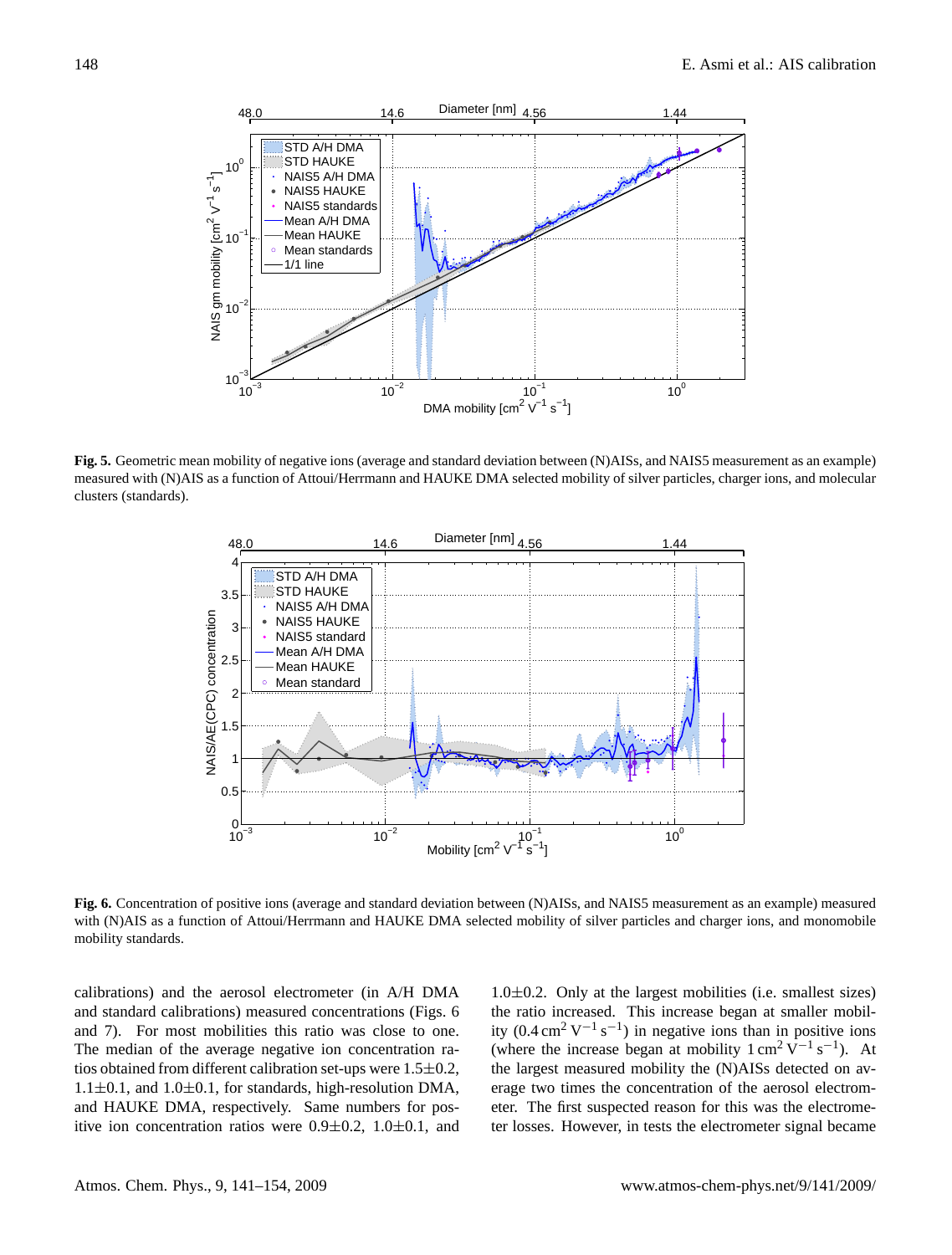**Fig. 5.** Geometric mean mobility of negative ions (average and standard deviation between (N)AISs, and NAIS5 measurement as an example) measured with (N)AIS as a function of Attoui/Herrmann and HAUKE DMA selected mobility of silver particles, charger ions, and molecular clusters (standards).

**Fig. 6.** Concentration of positive ions (average and standard deviation between (N)AISs, and NAIS5 measurement as an example) measured with (N)AIS as a function of Attoui/Herrmann and HAUKE DMA selected mobility of silver particles and charger ions, and monomobile mobility standards.

calibrations) and the aerosol electrometer (in A/H DMA and standard calibrations) measured concentrations (Figs. 6 and 7). For most mobilities this ratio was close to one. The median of the average negative ion concentration ratios obtained from different calibration set-ups were 1.5±0.2, 1.1±0.1, and 1.0±0.1, for standards, high-resolution DMA, and HAUKE DMA, respectively. Same numbers for positive ion concentration ratios were 0.9±0.2, 1.0±0.1, and 1.0±0.2. Only at the largest mobilities (i.e. smallest sizes) the ratio increased. This increase began at smaller mobility (0.4 $cm^2\,V^{-1}\,s^{-1}$) in negative ions than in positive ions (where the increase began at mobility 1 $cm^2\,V^{-1}\,s^{-1}$). At the largest measured mobility the (N)AISs detected on average two times the concentration of the aerosol electrometer. The first suspected reason for this was the electrometer losses. However, in tests the electrometer signal became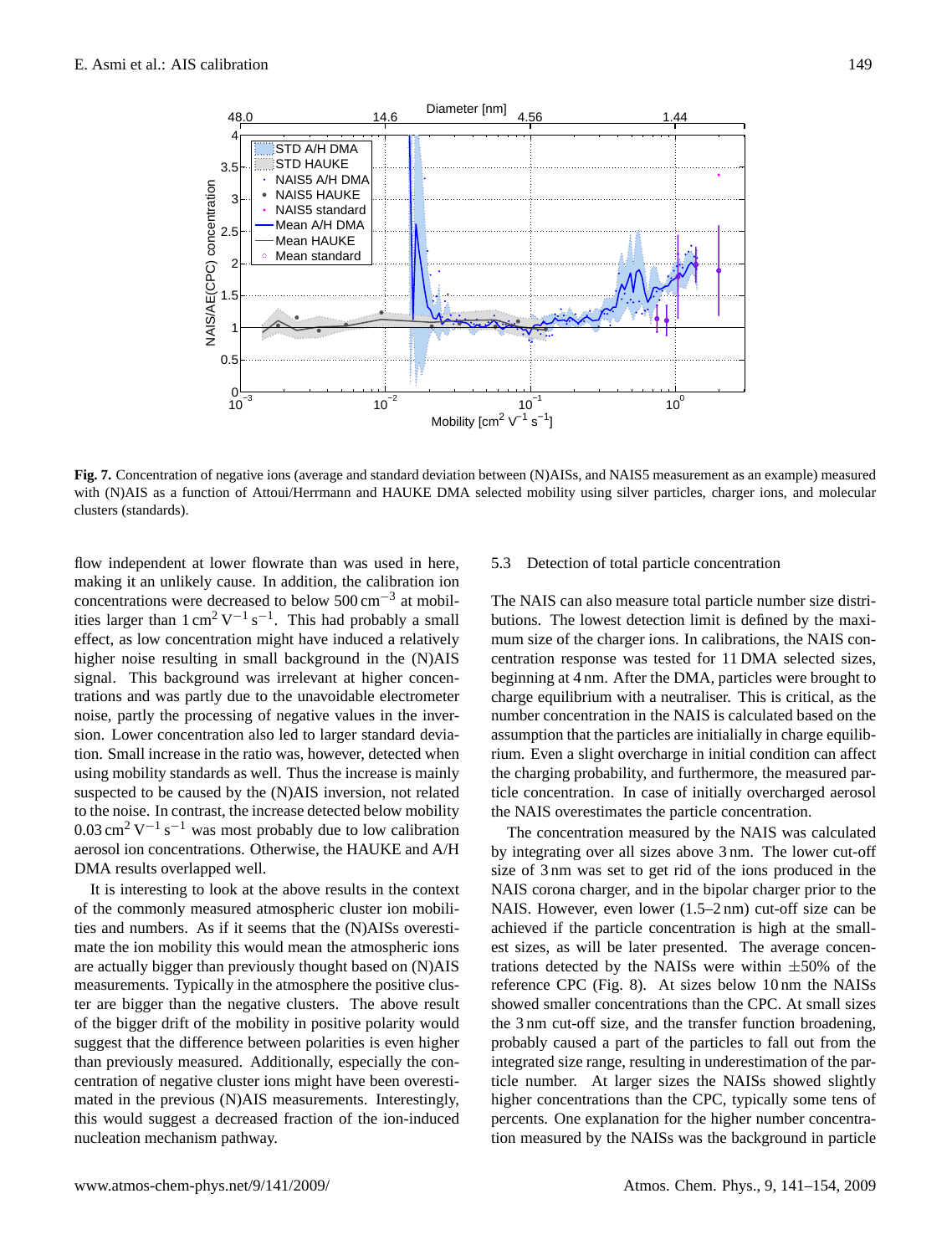Diameter [nm]

48.0 14.6 4.56 1.44

NAIS/AE(CPC) concentration

4
3.5
3
2.5
2
1.5
1
0.5
0

STD A/H DMA
STD HAUKE
NAIS5 A/H DMA
NAIS5 HAUKE
NAIS5 standard
Mean A/H DMA
Mean HAUKE
Mean standard

$10^{-3}$ $10^{-2}$ $10^{-1}$ $10^{0}$

Mobility [cm$^2$ V$^{-1}$ s$^{-1}$]

**Fig. 7.** Concentration of negative ions (average and standard deviation between (N)AISs, and NAIS5 measurement as an example) measured with (N)AIS as a function of Attoui/Herrmann and HAUKE DMA selected mobility using silver particles, charger ions, and molecular clusters (standards).

flow independent at lower flowrate than was used in here, making it an unlikely cause. In addition, the calibration ion concentrations were decreased to below 500 cm$^{-3}$ at mobilities larger than 1 cm$^2$ V$^{-1}$ s$^{-1}$. This had probably a small effect, as low concentration might have induced a relatively higher noise resulting in small background in the (N)AIS signal. This background was irrelevant at higher concentrations and was partly due to the unavoidable electrometer noise, partly the processing of negative values in the inversion. Lower concentration also led to larger standard deviation. Small increase in the ratio was, however, detected when using mobility standards as well. Thus the increase is mainly suspected to be caused by the (N)AIS inversion, not related to the noise. In contrast, the increase detected below mobility 0.03 cm$^2$ V$^{-1}$ s$^{-1}$ was most probably due to low calibration aerosol ion concentrations. Otherwise, the HAUKE and A/H DMA results overlapped well.

It is interesting to look at the above results in the context of the commonly measured atmospheric cluster ion mobilities and numbers. As if it seems that the (N)AISs overestimate the ion mobility this would mean the atmospheric ions are actually bigger than previously thought based on (N)AIS measurements. Typically in the atmosphere the positive cluster are bigger than the negative clusters. The above result of the bigger drift of the mobility in positive polarity would suggest that the difference between polarities is even higher than previously measured. Additionally, especially the concentration of negative cluster ions might have been overestimated in the previous (N)AIS measurements. Interestingly, this would suggest a decreased fraction of the ion-induced nucleation mechanism pathway.

### 5.3 Detection of total particle concentration

The NAIS can also measure total particle number size distributions. The lowest detection limit is defined by the maximum size of the charger ions. In calibrations, the NAIS concentration response was tested for 11 DMA selected sizes, beginning at 4 nm. After the DMA, particles were brought to charge equilibrium with a neutraliser. This is critical, as the number concentration in the NAIS is calculated based on the assumption that the particles are initialially in charge equilibrium. Even a slight overcharge in initial condition can affect the charging probability, and furthermore, the measured particle concentration. In case of initially overcharged aerosol the NAIS overestimates the particle concentration.

The concentration measured by the NAIS was calculated by integrating over all sizes above 3 nm. The lower cut-off size of 3 nm was set to get rid of the ions produced in the NAIS corona charger, and in the bipolar charger prior to the NAIS. However, even lower (1.5–2 nm) cut-off size can be achieved if the particle concentration is high at the smallest sizes, as will be later presented. The average concentrations detected by the NAISs were within ±50% of the reference CPC (Fig. 8). At sizes below 10 nm the NAISs showed smaller concentrations than the CPC. At small sizes the 3 nm cut-off size, and the transfer function broadening, probably caused a part of the particles to fall out from the integrated size range, resulting in underestimation of the particle number. At larger sizes the NAISs showed slightly higher concentrations than the CPC, typically some tens of percents. One explanation for the higher number concentration measured by the NAISs was the background in particle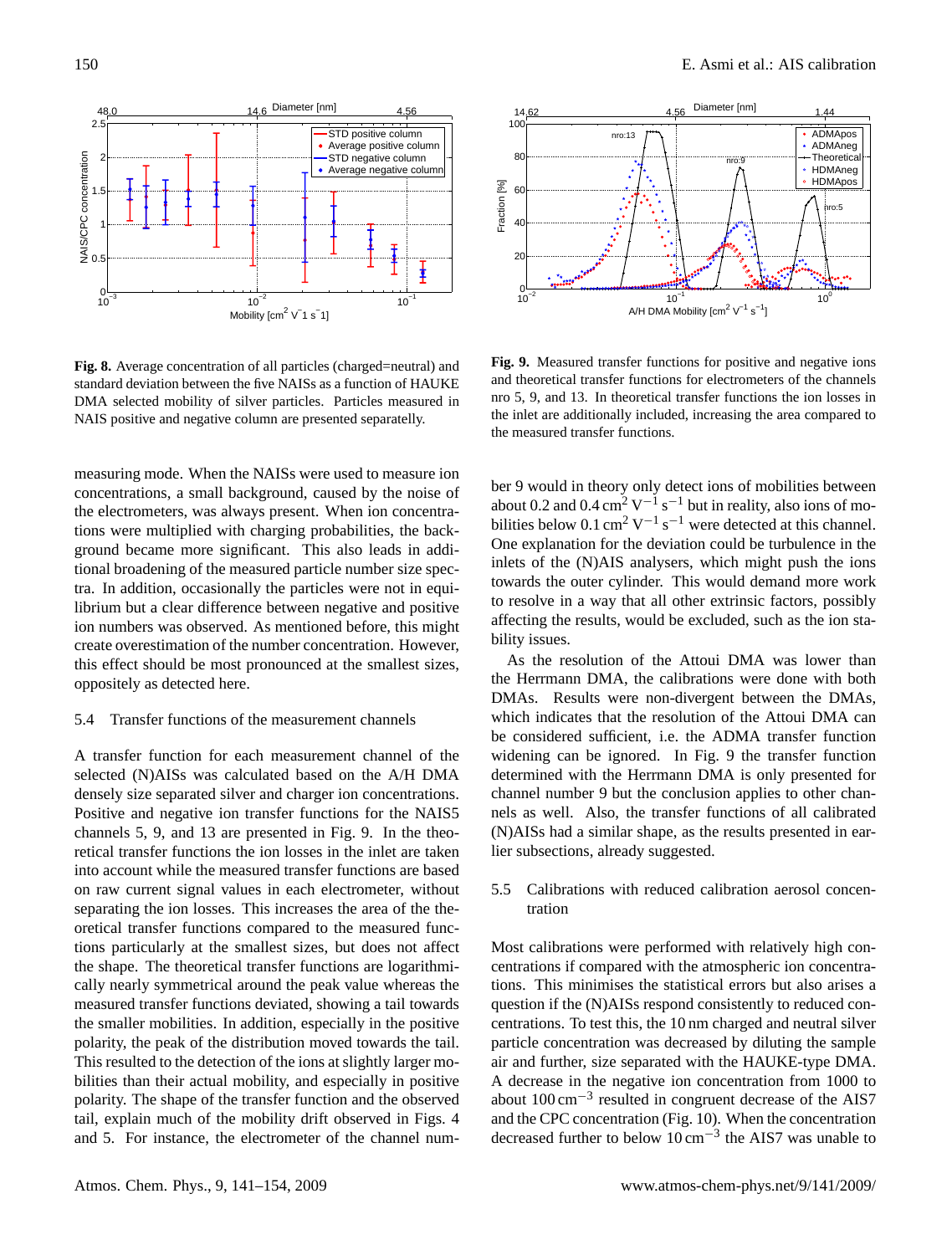48.0
14.6
Diameter [nm]
4.56
2.5
2
1.5
1
0.5
0
NAIS/CPC concentration
STD positive column
Average positive column
STD negative column
Average negative column
$10^{-3}$
$10^{-2}$
$10^{-1}$
Mobility [cm$^2$ V$^{-1}$ s$^{-1}$]

**Fig. 8.** Average concentration of all particles (charged=neutral) and standard deviation between the five NAISs as a function of HAUKE DMA selected mobility of silver particles. Particles measured in NAIS positive and negative column are presented separately.

14.62
4.56
Diameter [nm]
1.44
100
80
60
40
20
0
Fraction [%]
nro:13
nro:9
nro:5
ADMApos
ADMAneg
Theoretical
HDMAneg
HDMApos
$10^{-2}$
$10^{-1}$
$10^{0}$
A/H DMA Mobility [cm$^2$ V$^{-1}$ s$^{-1}$]

**Fig. 9.** Measured transfer functions for positive and negative ions and theoretical transfer functions for electrometers of the channels nro 5, 9, and 13. In theoretical transfer functions the ion losses in the inlet are additionally included, increasing the area compared to the measured transfer functions.

measuring mode. When the NAISs were used to measure ion concentrations, a small background, caused by the noise of the electrometers, was always present. When ion concentrations were multiplied with charging probabilities, the background became more significant. This also leads in additional broadening of the measured particle number size spectra. In addition, occasionally the particles were not in equilibrium but a clear difference between negative and positive ion numbers was observed. As mentioned before, this might create overestimation of the number concentration. However, this effect should be most pronounced at the smallest sizes, oppositely as detected here.

### 5.4 Transfer functions of the measurement channels

A transfer function for each measurement channel of the selected (N)AISs was calculated based on the A/H DMA densely size separated silver and charger ion concentrations. Positive and negative ion transfer functions for the NAIS5 channels 5, 9, and 13 are presented in Fig. 9. In the theoretical transfer functions the ion losses in the inlet are taken into account while the measured transfer functions are based on raw current signal values in each electrometer, without separating the ion losses. This increases the area of the theoretical transfer functions compared to the measured functions particularly at the smallest sizes, but does not affect the shape. The theoretical transfer functions are logarithmically nearly symmetrical around the peak value whereas the measured transfer functions deviated, showing a tail towards the smaller mobilities. In addition, especially in the positive polarity, the peak of the distribution moved towards the tail. This resulted to the detection of the ions at slightly larger mobilities than their actual mobility, and especially in positive polarity. The shape of the transfer function and the observed tail, explain much of the mobility drift observed in Figs. 4 and 5. For instance, the electrometer of the channel number 9 would in theory only detect ions of mobilities between about 0.2 and 0.4 cm$^2$ V$^{-1}$ s$^{-1}$ but in reality, also ions of mobilities below 0.1 cm$^2$ V$^{-1}$ s$^{-1}$ were detected at this channel. One explanation for the deviation could be turbulence in the inlets of the (N)AIS analysers, which might push the ions towards the outer cylinder. This would demand more work to resolve in a way that all other extrinsic factors, possibly affecting the results, would be excluded, such as the ion stability issues.

As the resolution of the Attoui DMA was lower than the Herrmann DMA, the calibrations were done with both DMAs. Results were non-divergent between the DMAs, which indicates that the resolution of the Attoui DMA can be considered sufficient, i.e. the ADMA transfer function widening can be ignored. In Fig. 9 the transfer function determined with the Herrmann DMA is only presented for channel number 9 but the conclusion applies to other channels as well. Also, the transfer functions of all calibrated (N)AISs had a similar shape, as the results presented in earlier subsections, already suggested.

### 5.5 Calibrations with reduced calibration aerosol concentration

Most calibrations were performed with relatively high concentrations if compared with the atmospheric ion concentrations. This minimises the statistical errors but also arises a question if the (N)AISs respond consistently to reduced concentrations. To test this, the 10 nm charged and neutral silver particle concentration was decreased by diluting the sample air and further, size separated with the HAUKE-type DMA. A decrease in the negative ion concentration from 1000 to about 100 cm$^{-3}$ resulted in congruent decrease of the AIS7 and the CPC concentration (Fig. 10). When the concentration decreased further to below 10 cm$^{-3}$ the AIS7 was unable to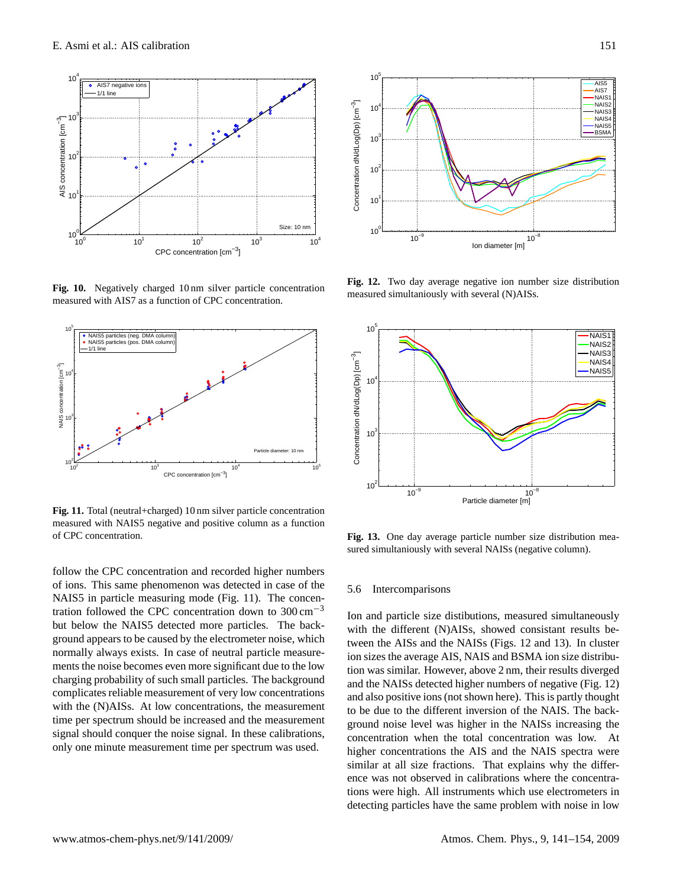**Fig. 10.** Negatively charged 10 nm silver particle concentration measured with AIS7 as a function of CPC concentration.

**Fig. 11.** Total (neutral+charged) 10 nm silver particle concentration measured with NAIS5 negative and positive column as a function of CPC concentration.

follow the CPC concentration and recorded higher numbers of ions. This same phenomenon was detected in case of the NAIS5 in particle measuring mode (Fig. 11). The concentration followed the CPC concentration down to 300 $cm^{-3}$ but below the NAIS5 detected more particles. The background appears to be caused by the electrometer noise, which normally always exists. In case of neutral particle measurements the noise becomes even more significant due to the low charging probability of such small particles. The background complicates reliable measurement of very low concentrations with the (N)AISs. At low concentrations, the measurement time per spectrum should be increased and the measurement signal should conquer the noise signal. In these calibrations, only one minute measurement time per spectrum was used.

**Fig. 12.** Two day average negative ion number size distribution measured simultaniously with several (N)AISs.

**Fig. 13.** One day average particle number size distribution measured simultaniously with several NAISs (negative column).

### 5.6 Intercomparisons

Ion and particle size distibutions, measured simultaneously with the different (N)AISs, showed consistant results between the AISs and the NAISs (Figs. 12 and 13). In cluster ion sizes the average AIS, NAIS and BSMA ion size distribution was similar. However, above 2 nm, their results diverged and the NAISs detected higher numbers of negative (Fig. 12) and also positive ions (not shown here). This is partly thought to be due to the different inversion of the NAIS. The background noise level was higher in the NAISs increasing the concentration when the total concentration was low. At higher concentrations the AIS and the NAIS spectra were similar at all size fractions. That explains why the difference was not observed in calibrations where the concentrations were high. All instruments which use electrometers in detecting particles have the same problem with noise in low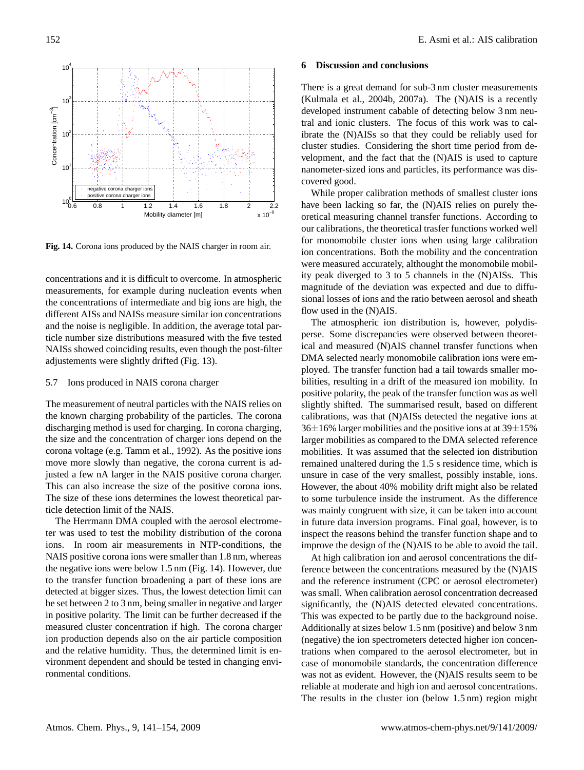10^4

10^3

10^2

10^1

10^0

Concentration [cm^−3]

0.6 0.8 1 1.2 1.4 1.6 1.8 2 2.2

Mobility diameter [m]

x 10^−9

negative corona charger ions

positive corona charger ions

**Fig. 14.** Corona ions produced by the NAIS charger in room air.

concentrations and it is difficult to overcome. In atmospheric measurements, for example during nucleation events when the concentrations of intermediate and big ions are high, the different AISs and NAISs measure similar ion concentrations and the noise is negligible. In addition, the average total particle number size distributions measured with the five tested NAISs showed coinciding results, even though the post-filter adjustements were slightly drifted (Fig. 13).

### 5.7 Ions produced in NAIS corona charger

The measurement of neutral particles with the NAIS relies on the known charging probability of the particles. The corona discharging method is used for charging. In corona charging, the size and the concentration of charger ions depend on the corona voltage (e.g. Tamm et al., 1992). As the positive ions move more slowly than negative, the corona current is adjusted a few nA larger in the NAIS positive corona charger. This can also increase the size of the positive corona ions. The size of these ions determines the lowest theoretical particle detection limit of the NAIS.

The Herrmann DMA coupled with the aerosol electrometer was used to test the mobility distribution of the corona ions. In room air measurements in NTP-conditions, the NAIS positive corona ions were smaller than 1.8 nm, whereas the negative ions were below 1.5 nm (Fig. 14). However, due to the transfer function broadening a part of these ions are detected at bigger sizes. Thus, the lowest detection limit can be set between 2 to 3 nm, being smaller in negative and larger in positive polarity. The limit can be further decreased if the measured cluster concentration if high. The corona charger ion production depends also on the air particle composition and the relative humidity. Thus, the determined limit is environment dependent and should be tested in changing environmental conditions.

## 6 Discussion and conclusions

There is a great demand for sub-3 nm cluster measurements (Kulmala et al., 2004b, 2007a). The (N)AIS is a recently developed instrument cabable of detecting below 3 nm neutral and ionic clusters. The focus of this work was to calibrate the (N)AISs so that they could be reliably used for cluster studies. Considering the short time period from development, and the fact that the (N)AIS is used to capture nanometer-sized ions and particles, its performance was discovered good.

While proper calibration methods of smallest cluster ions have been lacking so far, the (N)AIS relies on purely theoretical measuring channel transfer functions. According to our calibrations, the theoretical trasfer functions worked well for monomobile cluster ions when using large calibration ion concentrations. Both the mobility and the concentration were measured accurately, althought the monomobile mobility peak diverged to 3 to 5 channels in the (N)AISs. This magnitude of the deviation was expected and due to diffusional losses of ions and the ratio between aerosol and sheath flow used in the (N)AIS.

The atmospheric ion distribution is, however, polydisperse. Some discrepancies were observed between theoretical and measured (N)AIS channel transfer functions when DMA selected nearly monomobile calibration ions were employed. The transfer function had a tail towards smaller mobilities, resulting in a drift of the measured ion mobility. In positive polarity, the peak of the transfer function was as well slightly shifted. The summarised result, based on different calibrations, was that (N)AISs detected the negative ions at 36±16% larger mobilities and the positive ions at at 39±15% larger mobilities as compared to the DMA selected reference mobilities. It was assumed that the selected ion distribution remained unaltered during the 1.5 s residence time, which is unsure in case of the very smallest, possibly instable, ions. However, the about 40% mobility drift might also be related to some turbulence inside the instrument. As the difference was mainly congruent with size, it can be taken into account in future data inversion programs. Final goal, however, is to inspect the reasons behind the transfer function shape and to improve the design of the (N)AIS to be able to avoid the tail.

At high calibration ion and aerosol concentrations the difference between the concentrations measured by the (N)AIS and the reference instrument (CPC or aerosol electrometer) was small. When calibration aerosol concentration decreased significantly, the (N)AIS detected elevated concentrations. This was expected to be partly due to the background noise. Additionally at sizes below 1.5 nm (positive) and below 3 nm (negative) the ion spectrometers detected higher ion concentrations when compared to the aerosol electrometer, but in case of monomobile standards, the concentration difference was not as evident. However, the (N)AIS results seem to be reliable at moderate and high ion and aerosol concentrations. The results in the cluster ion (below 1.5 nm) region might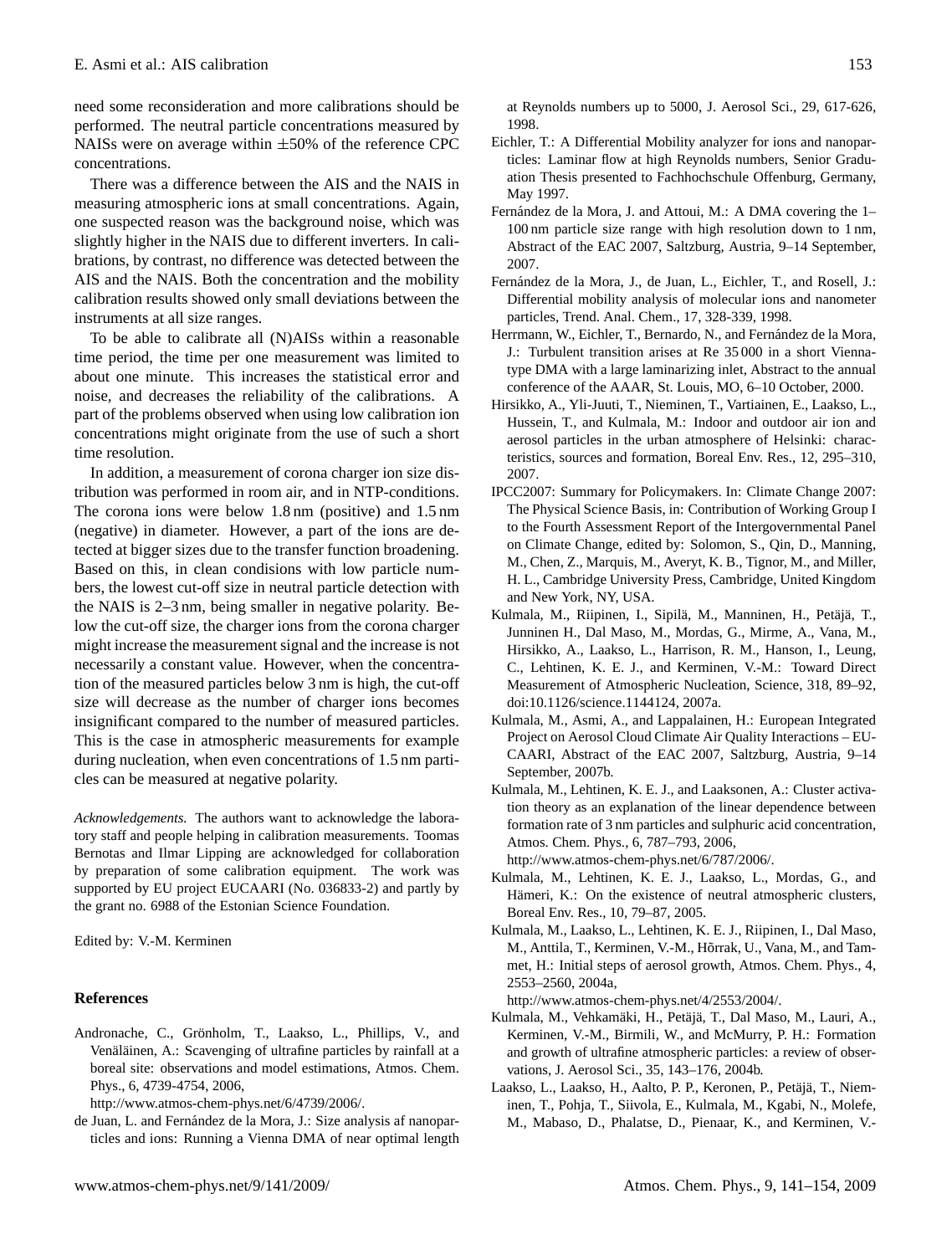need some reconsideration and more calibrations should be performed. The neutral particle concentrations measured by NAISs were on average within ±50% of the reference CPC concentrations.

There was a difference between the AIS and the NAIS in measuring atmospheric ions at small concentrations. Again, one suspected reason was the background noise, which was slightly higher in the NAIS due to different inverters. In calibrations, by contrast, no difference was detected between the AIS and the NAIS. Both the concentration and the mobility calibration results showed only small deviations between the instruments at all size ranges.

To be able to calibrate all (N)AISs within a reasonable time period, the time per one measurement was limited to about one minute. This increases the statistical error and noise, and decreases the reliability of the calibrations. A part of the problems observed when using low calibration ion concentrations might originate from the use of such a short time resolution.

In addition, a measurement of corona charger ion size distribution was performed in room air, and in NTP-conditions. The corona ions were below 1.8 nm (positive) and 1.5 nm (negative) in diameter. However, a part of the ions are detected at bigger sizes due to the transfer function broadening. Based on this, in clean condisions with low particle numbers, the lowest cut-off size in neutral particle detection with the NAIS is 2–3 nm, being smaller in negative polarity. Below the cut-off size, the charger ions from the corona charger might increase the measurement signal and the increase is not necessarily a constant value. However, when the concentration of the measured particles below 3 nm is high, the cut-off size will decrease as the number of charger ions becomes insignificant compared to the number of measured particles. This is the case in atmospheric measurements for example during nucleation, when even concentrations of 1.5 nm particles can be measured at negative polarity.

*Acknowledgements.* The authors want to acknowledge the laboratory staff and people helping in calibration measurements. Toomas Bernotas and Ilmar Lipping are acknowledged for collaboration by preparation of some calibration equipment. The work was supported by EU project EUCAARI (No. 036833-2) and partly by the grant no. 6988 of the Estonian Science Foundation.

Edited by: V.-M. Kerminen

## References

Andronache, C., Grönholm, T., Laakso, L., Phillips, V., and Venäläinen, A.: Scavenging of ultrafine particles by rainfall at a boreal site: observations and model estimations, Atmos. Chem. Phys., 6, 4739-4754, 2006, http://www.atmos-chem-phys.net/6/4739/2006/.

de Juan, L. and Fernández de la Mora, J.: Size analysis af nanoparticles and ions: Running a Vienna DMA of near optimal length at Reynolds numbers up to 5000, J. Aerosol Sci., 29, 617-626, 1998.

Eichler, T.: A Differential Mobility analyzer for ions and nanoparticles: Laminar flow at high Reynolds numbers, Senior Graduation Thesis presented to Fachhochschule Offenburg, Germany, May 1997.

Fernández de la Mora, J. and Attoui, M.: A DMA covering the 1–100 nm particle size range with high resolution down to 1 nm, Abstract of the EAC 2007, Saltzburg, Austria, 9–14 September, 2007.

Fernández de la Mora, J., de Juan, L., Eichler, T., and Rosell, J.: Differential mobility analysis of molecular ions and nanometer particles, Trend. Anal. Chem., 17, 328-339, 1998.

Herrmann, W., Eichler, T., Bernardo, N., and Fernández de la Mora, J.: Turbulent transition arises at Re 35 000 in a short Vienna-type DMA with a large laminarizing inlet, Abstract to the annual conference of the AAAR, St. Louis, MO, 6–10 October, 2000.

Hirsikko, A., Yli-Juuti, T., Nieminen, T., Vartiainen, E., Laakso, L., Hussein, T., and Kulmala, M.: Indoor and outdoor air ion and aerosol particles in the urban atmosphere of Helsinki: characteristics, sources and formation, Boreal Env. Res., 12, 295–310, 2007.

IPCC2007: Summary for Policymakers. In: Climate Change 2007: The Physical Science Basis, in: Contribution of Working Group I to the Fourth Assessment Report of the Intergovernmental Panel on Climate Change, edited by: Solomon, S., Qin, D., Manning, M., Chen, Z., Marquis, M., Averyt, K. B., Tignor, M., and Miller, H. L., Cambridge University Press, Cambridge, United Kingdom and New York, NY, USA.

Kulmala, M., Riipinen, I., Sipilä, M., Manninen, H., Petäjä, T., Junninen H., Dal Maso, M., Mordas, G., Mirme, A., Vana, M., Hirsikko, A., Laakso, L., Harrison, R. M., Hanson, I., Leung, C., Lehtinen, K. E. J., and Kerminen, V.-M.: Toward Direct Measurement of Atmospheric Nucleation, Science, 318, 89–92, doi:10.1126/science.1144124, 2007a.

Kulmala, M., Asmi, A., and Lappalainen, H.: European Integrated Project on Aerosol Cloud Climate Air Quality Interactions – EUCAARI, Abstract of the EAC 2007, Saltzburg, Austria, 9–14 September, 2007b.

Kulmala, M., Lehtinen, K. E. J., and Laaksonen, A.: Cluster activation theory as an explanation of the linear dependence between formation rate of 3 nm particles and sulphuric acid concentration, Atmos. Chem. Phys., 6, 787–793, 2006, http://www.atmos-chem-phys.net/6/787/2006/.

Kulmala, M., Lehtinen, K. E. J., Laakso, L., Mordas, G., and Hämeri, K.: On the existence of neutral atmospheric clusters, Boreal Env. Res., 10, 79–87, 2005.

Kulmala, M., Laakso, L., Lehtinen, K. E. J., Riipinen, I., Dal Maso, M., Anttila, T., Kerminen, V.-M., Hõrrak, U., Vana, M., and Tammet, H.: Initial steps of aerosol growth, Atmos. Chem. Phys., 4, 2553–2560, 2004a, http://www.atmos-chem-phys.net/4/2553/2004/.

Kulmala, M., Vehkamäki, H., Petäjä, T., Dal Maso, M., Lauri, A., Kerminen, V.-M., Birmili, W., and McMurry, P. H.: Formation and growth of ultrafine atmospheric particles: a review of observations, J. Aerosol Sci., 35, 143–176, 2004b.

Laakso, L., Laakso, H., Aalto, P. P., Keronen, P., Petäjä, T., Nieminen, T., Pohja, T., Siivola, E., Kulmala, M., Kgabi, N., Molefe, M., Mabaso, D., Phalatse, D., Pienaar, K., and Kerminen, V.-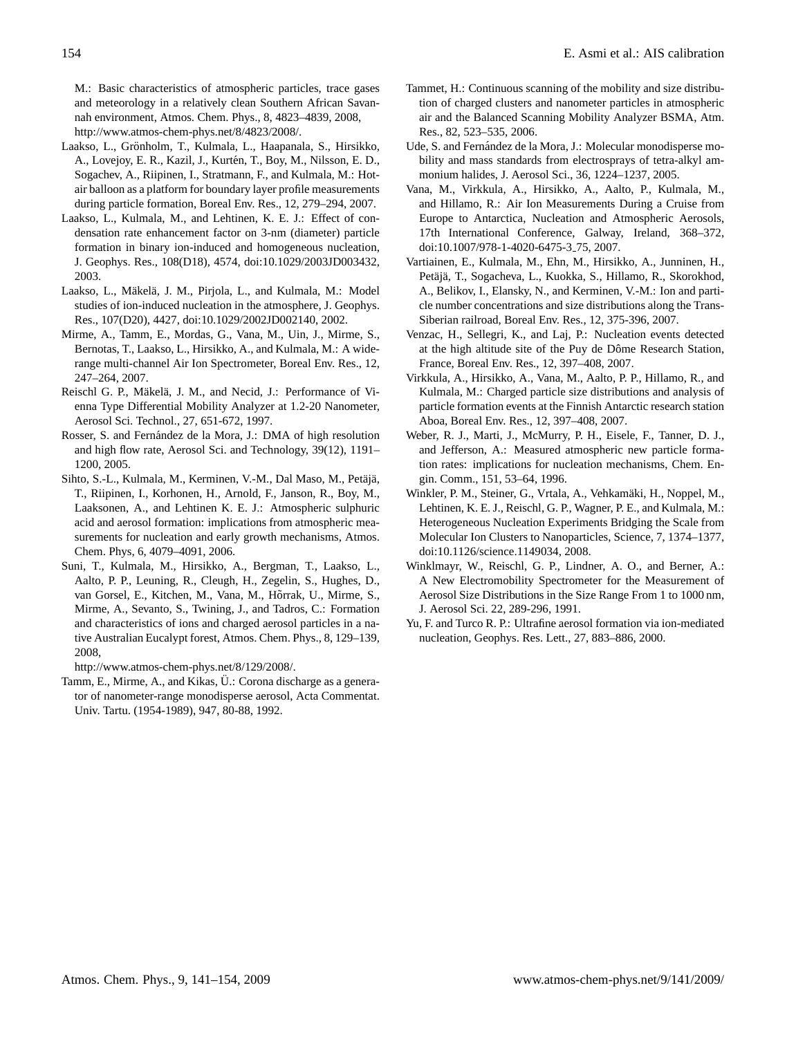M.: Basic characteristics of atmospheric particles, trace gases and meteorology in a relatively clean Southern African Savannah environment, Atmos. Chem. Phys., 8, 4823–4839, 2008, http://www.atmos-chem-phys.net/8/4823/2008/.

Laakso, L., Grönholm, T., Kulmala, L., Haapanala, S., Hirsikko, A., Lovejoy, E. R., Kazil, J., Kurtén, T., Boy, M., Nilsson, E. D., Sogachev, A., Riipinen, I., Stratmann, F., and Kulmala, M.: Hot-air balloon as a platform for boundary layer profile measurements during particle formation, Boreal Env. Res., 12, 279–294, 2007.

Laakso, L., Kulmala, M., and Lehtinen, K. E. J.: Effect of condensation rate enhancement factor on 3-nm (diameter) particle formation in binary ion-induced and homogeneous nucleation, J. Geophys. Res., 108(D18), 4574, doi:10.1029/2003JD003432, 2003.

Laakso, L., Mäkelä, J. M., Pirjola, L., and Kulmala, M.: Model studies of ion-induced nucleation in the atmosphere, J. Geophys. Res., 107(D20), 4427, doi:10.1029/2002JD002140, 2002.

Mirme, A., Tamm, E., Mordas, G., Vana, M., Uin, J., Mirme, S., Bernotas, T., Laakso, L., Hirsikko, A., and Kulmala, M.: A wide-range multi-channel Air Ion Spectrometer, Boreal Env. Res., 12, 247–264, 2007.

Reischl G. P., Mäkelä, J. M., and Necid, J.: Performance of Vienna Type Differential Mobility Analyzer at 1.2-20 Nanometer, Aerosol Sci. Technol., 27, 651-672, 1997.

Rosser, S. and Fernández de la Mora, J.: DMA of high resolution and high flow rate, Aerosol Sci. and Technology, 39(12), 1191–1200, 2005.

Sihto, S.-L., Kulmala, M., Kerminen, V.-M., Dal Maso, M., Petäjä, T., Riipinen, I., Korhonen, H., Arnold, F., Janson, R., Boy, M., Laaksonen, A., and Lehtinen K. E. J.: Atmospheric sulphuric acid and aerosol formation: implications from atmospheric measurements for nucleation and early growth mechanisms, Atmos. Chem. Phys, 6, 4079–4091, 2006.

Suni, T., Kulmala, M., Hirsikko, A., Bergman, T., Laakso, L., Aalto, P. P., Leuning, R., Cleugh, H., Zegelin, S., Hughes, D., van Gorsel, E., Kitchen, M., Vana, M., Hõrrak, U., Mirme, S., Mirme, A., Sevanto, S., Twining, J., and Tadros, C.: Formation and characteristics of ions and charged aerosol particles in a native Australian Eucalypt forest, Atmos. Chem. Phys., 8, 129–139, 2008, http://www.atmos-chem-phys.net/8/129/2008/.

Tamm, E., Mirme, A., and Kikas, Ü.: Corona discharge as a generator of nanometer-range monodisperse aerosol, Acta Commentat. Univ. Tartu. (1954-1989), 947, 80-88, 1992.

Tammet, H.: Continuous scanning of the mobility and size distribution of charged clusters and nanometer particles in atmospheric air and the Balanced Scanning Mobility Analyzer BSMA, Atm. Res., 82, 523–535, 2006.

Ude, S. and Fernández de la Mora, J.: Molecular monodisperse mobility and mass standards from electrosprays of tetra-alkyl ammonium halides, J. Aerosol Sci., 36, 1224–1237, 2005.

Vana, M., Virkkula, A., Hirsikko, A., Aalto, P., Kulmala, M., and Hillamo, R.: Air Ion Measurements During a Cruise from Europe to Antarctica, Nucleation and Atmospheric Aerosols, 17th International Conference, Galway, Ireland, 368–372, doi:10.1007/978-1-4020-6475-3_75, 2007.

Vartiainen, E., Kulmala, M., Ehn, M., Hirsikko, A., Junninen, H., Petäjä, T., Sogacheva, L., Kuokka, S., Hillamo, R., Skorokhod, A., Belikov, I., Elansky, N., and Kerminen, V.-M.: Ion and particle number concentrations and size distributions along the Trans-Siberian railroad, Boreal Env. Res., 12, 375-396, 2007.

Venzac, H., Sellegri, K., and Laj, P.: Nucleation events detected at the high altitude site of the Puy de Dôme Research Station, France, Boreal Env. Res., 12, 397–408, 2007.

Virkkula, A., Hirsikko, A., Vana, M., Aalto, P. P., Hillamo, R., and Kulmala, M.: Charged particle size distributions and analysis of particle formation events at the Finnish Antarctic research station Aboa, Boreal Env. Res., 12, 397–408, 2007.

Weber, R. J., Marti, J., McMurry, P. H., Eisele, F., Tanner, D. J., and Jefferson, A.: Measured atmospheric new particle formation rates: implications for nucleation mechanisms, Chem. Engin. Comm., 151, 53–64, 1996.

Winkler, P. M., Steiner, G., Vrtala, A., Vehkamäki, H., Noppel, M., Lehtinen, K. E. J., Reischl, G. P., Wagner, P. E., and Kulmala, M.: Heterogeneous Nucleation Experiments Bridging the Scale from Molecular Ion Clusters to Nanoparticles, Science, 7, 1374–1377, doi:10.1126/science.1149034, 2008.

Winklmayr, W., Reischl, G. P., Lindner, A. O., and Berner, A.: A New Electromobility Spectrometer for the Measurement of Aerosol Size Distributions in the Size Range From 1 to 1000 nm, J. Aerosol Sci. 22, 289-296, 1991.

Yu, F. and Turco R. P.: Ultrafine aerosol formation via ion-mediated nucleation, Geophys. Res. Lett., 27, 883–886, 2000.